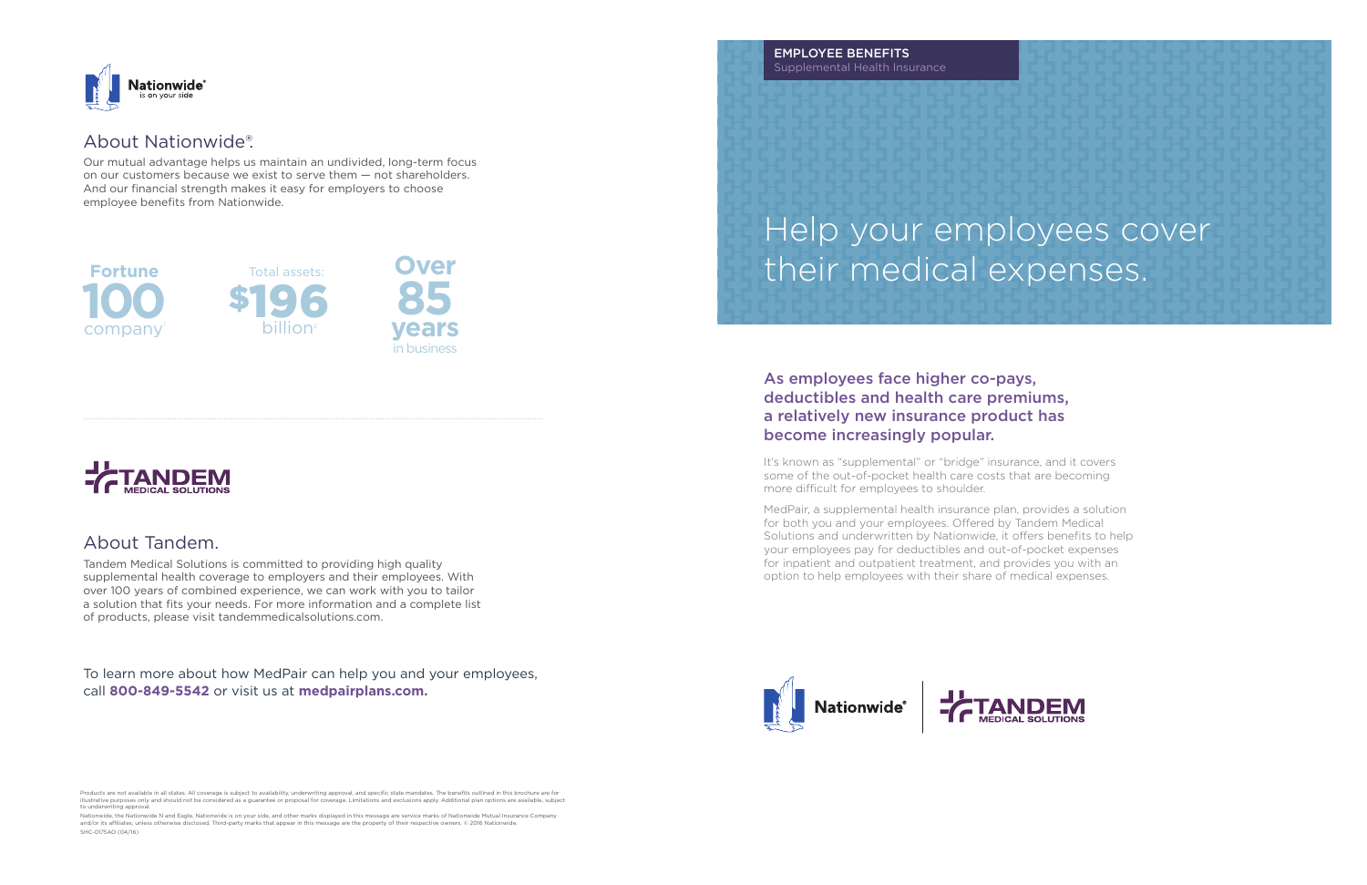Nationwide®
is on your side

## About Nationwide®.

Our mutual advantage helps us maintain an undivided, long-term focus on our customers because we exist to serve them — not shareholders. And our financial strength makes it easy for employers to choose employee benefits from Nationwide.

**Fortune 100** company[1]

Total assets: **$196** billion[2]

**Over 85 years** in business

TANDEM
MEDICAL SOLUTIONS

## About Tandem.

Tandem Medical Solutions is committed to providing high quality supplemental health coverage to employers and their employees. With over 100 years of combined experience, we can work with you to tailor a solution that fits your needs. For more information and a complete list of products, please visit tandemmedicalsolutions.com.

To learn more about how MedPair can help you and your employees, call **800-849-5542** or visit us at **medpairplans.com.**

Products are not available in all states. All coverage is subject to availability, underwriting approval, and specific state mandates. The benefits outlined in this brochure are for illustrative purposes only and should not be considered as a guarantee or proposal for coverage. Limitations and exclusions apply. Additional plan options are available, subject to underwriting approval.

Nationwide, the Nationwide N and Eagle, Nationwide is on your side, and other marks displayed in this message are service marks of Nationwide Mutual Insurance Company and/or its affiliates, unless otherwise disclosed. Third-party marks that appear in this message are the property of their respective owners. © 2016 Nationwide.

SHC-0175AO (04/16)

EMPLOYEE BENEFITS
Supplemental Health Insurance

# Help your employees cover their medical expenses.

### As employees face higher co-pays, deductibles and health care premiums, a relatively new insurance product has become increasingly popular.

It's known as "supplemental" or "bridge" insurance, and it covers some of the out-of-pocket health care costs that are becoming more difficult for employees to shoulder.

MedPair, a supplemental health insurance plan, provides a solution for both you and your employees. Offered by Tandem Medical Solutions and underwritten by Nationwide, it offers benefits to help your employees pay for deductibles and out-of-pocket expenses for inpatient and outpatient treatment, and provides you with an option to help employees with their share of medical expenses.

Nationwide® | TANDEM MEDICAL SOLUTIONS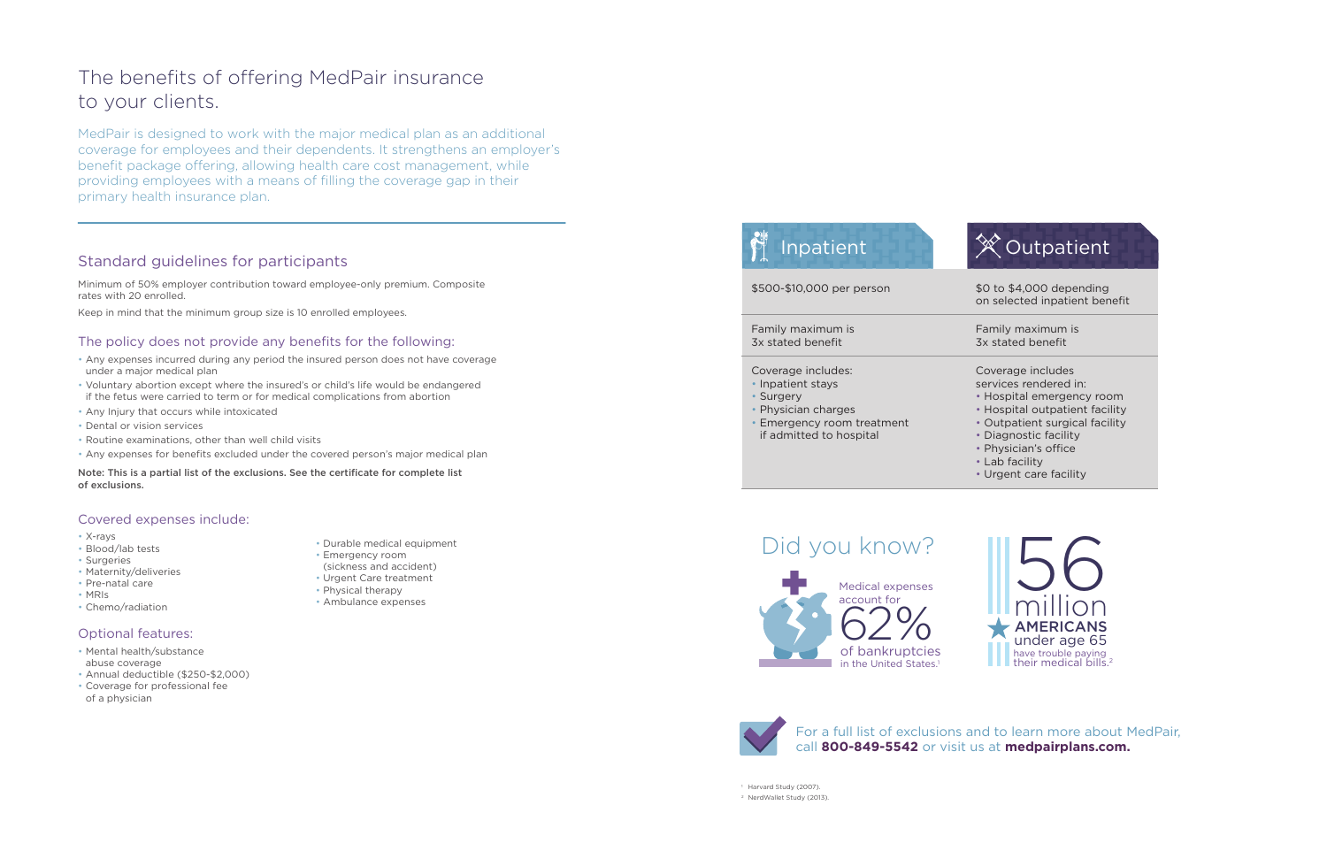# The benefits of offering MedPair insurance to your clients.

MedPair is designed to work with the major medical plan as an additional coverage for employees and their dependents. It strengthens an employer's benefit package offering, allowing health care cost management, while providing employees with a means of filling the coverage gap in their primary health insurance plan.

## Standard guidelines for participants

Minimum of 50% employer contribution toward employee-only premium. Composite rates with 20 enrolled.

Keep in mind that the minimum group size is 10 enrolled employees.

### The policy does not provide any benefits for the following:

- Any expenses incurred during any period the insured person does not have coverage under a major medical plan
- Voluntary abortion except where the insured's or child's life would be endangered if the fetus were carried to term or for medical complications from abortion
- Any Injury that occurs while intoxicated
- Dental or vision services
- Routine examinations, other than well child visits
- Any expenses for benefits excluded under the covered person's major medical plan

**Note: This is a partial list of the exclusions. See the certificate for complete list of exclusions.**

### Covered expenses include:

- X-rays
- Blood/lab tests
- Surgeries
- Maternity/deliveries
- Pre-natal care
- MRIs
- Chemo/radiation
- Durable medical equipment
- Emergency room (sickness and accident)
- Urgent Care treatment
- Physical therapy
- Ambulance expenses

### Optional features:

- Mental health/substance abuse coverage
- Annual deductible ($250-$2,000)
- Coverage for professional fee of a physician

| Inpatient | Outpatient |
|---|---|
| $500-$10,000 per person | $0 to $4,000 depending on selected inpatient benefit |
| Family maximum is 3x stated benefit | Family maximum is 3x stated benefit |
| Coverage includes:<br>• Inpatient stays<br>• Surgery<br>• Physician charges<br>• Emergency room treatment if admitted to hospital | Coverage includes services rendered in:<br>• Hospital emergency room<br>• Hospital outpatient facility<br>• Outpatient surgical facility<br>• Diagnostic facility<br>• Physician's office<br>• Lab facility<br>• Urgent care facility |

## Did you know?

Medical expenses account for 62% of bankruptcies in the United States.[1]

56 million AMERICANS under age 65 have trouble paying their medical bills.[2]

For a full list of exclusions and to learn more about MedPair, call **800-849-5542** or visit us at **medpairplans.com.**

[1] Harvard Study (2007).

[2] NerdWallet Study (2013).